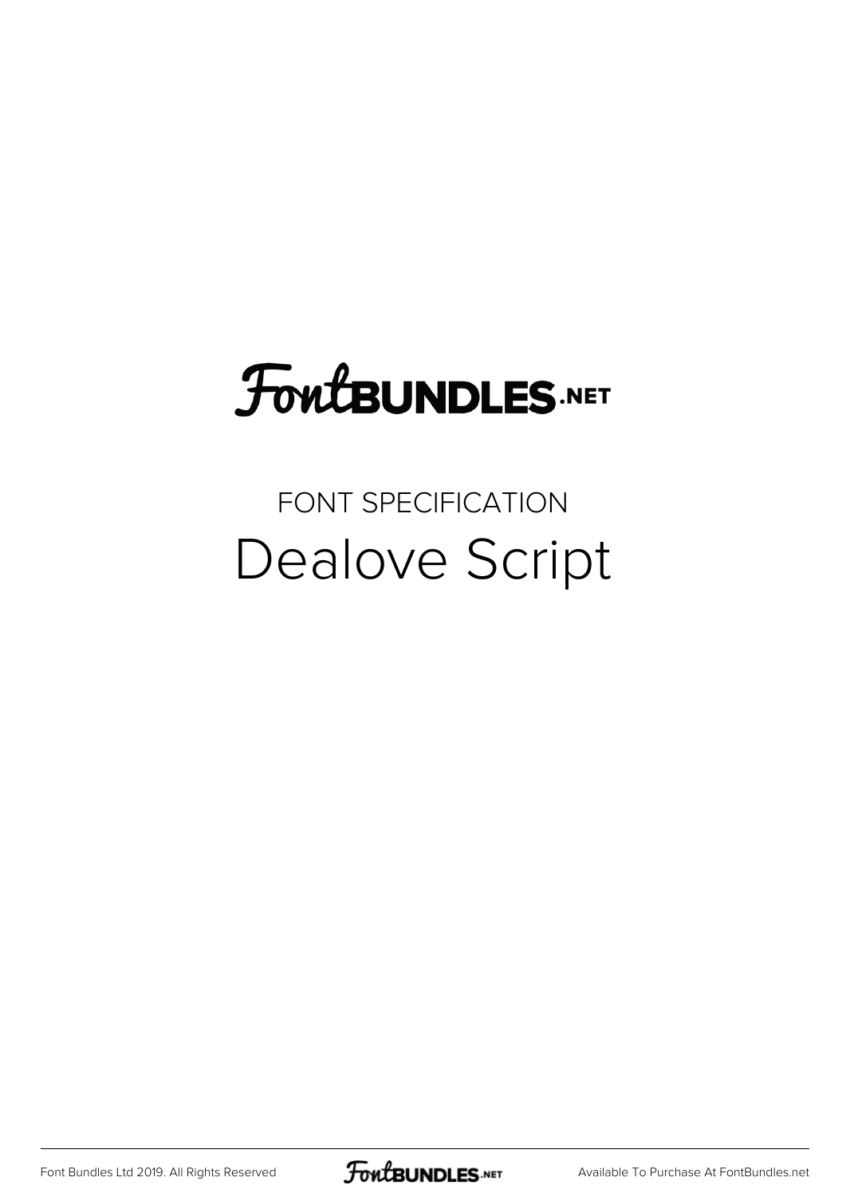# FontBUNDLES.NET

## FONT SPECIFICATION

# Dealove Script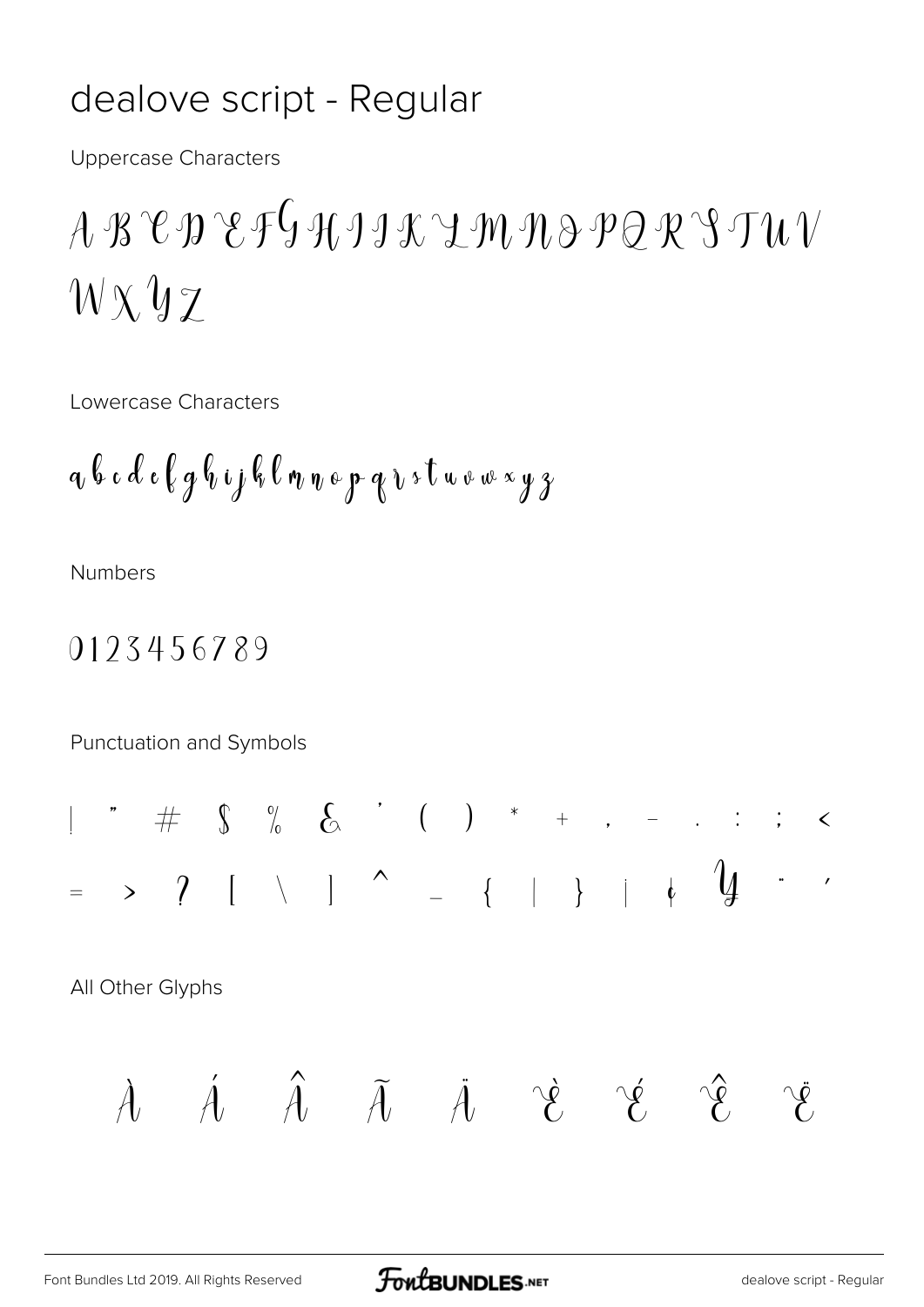# dealove script - Regular

Uppercase Characters

A B C D E F G H I J K L M N O P Q R S T U V W X Y Z

Lowercase Characters

a b c d e f g h i j k l m n o p q r s t u v w x y z

Numbers

0 1 2 3 4 5 6 7 8 9

Punctuation and Symbols

! " # $ % & ' ( ) * + , - . : ; < = > ? [ \ ] ^ _ { | } ¡ ¢ ¥ ¨ ´

All Other Glyphs

À Á Â Ã Ä È É Ê Ë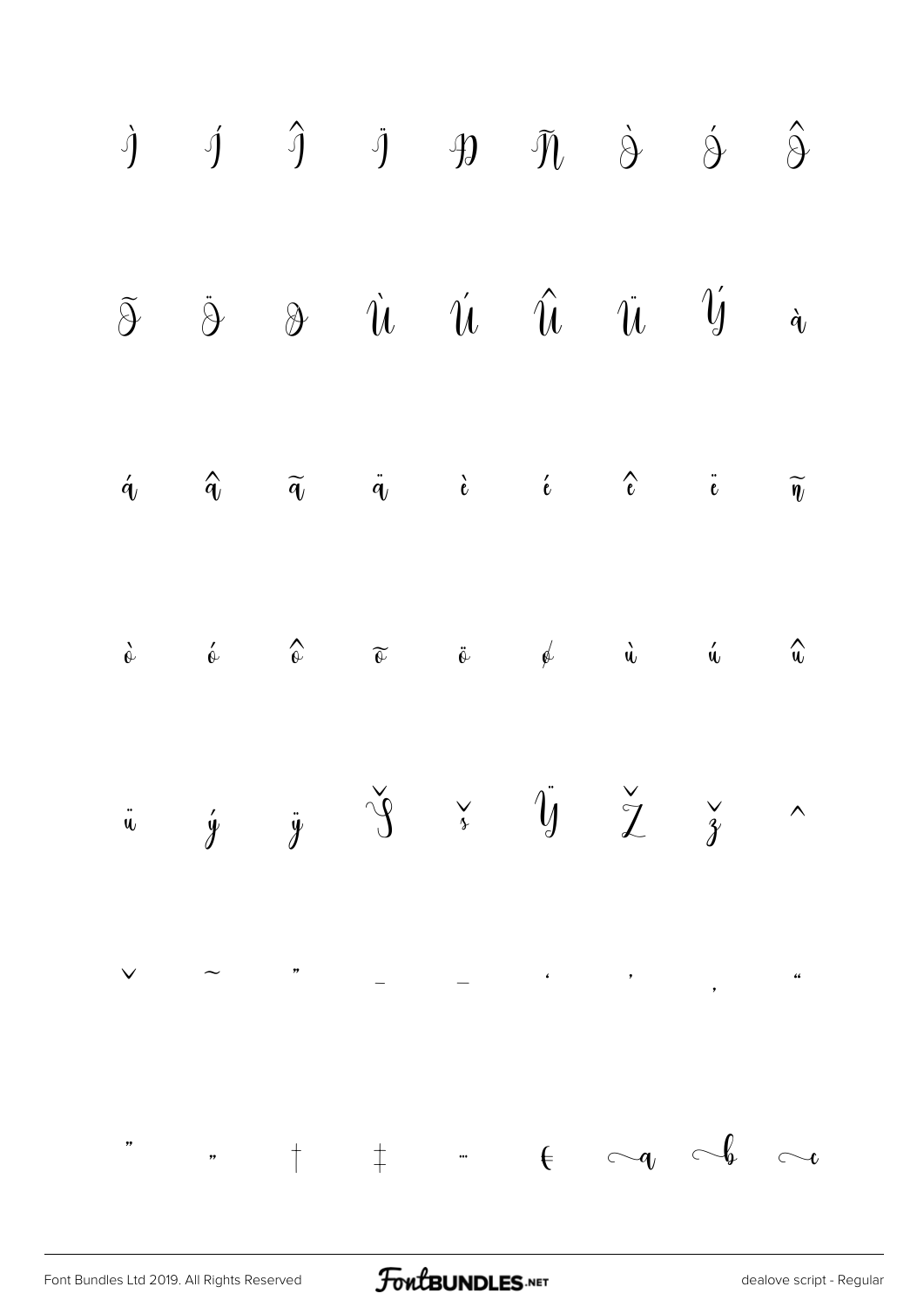Ì Í Î Ï Ð Ñ Ò Ó Ô

Õ Ö Ø Ù Ú Û Ü Ý à

á â ã ä è é ê ë ñ

ò ó ô õ ö ø ù ú û

ü ý ÿ Š š Ÿ Ž ž ˆ

ˇ ˜ ” – — ‘ ’ ‚ “

” „ † ‡ … € a b c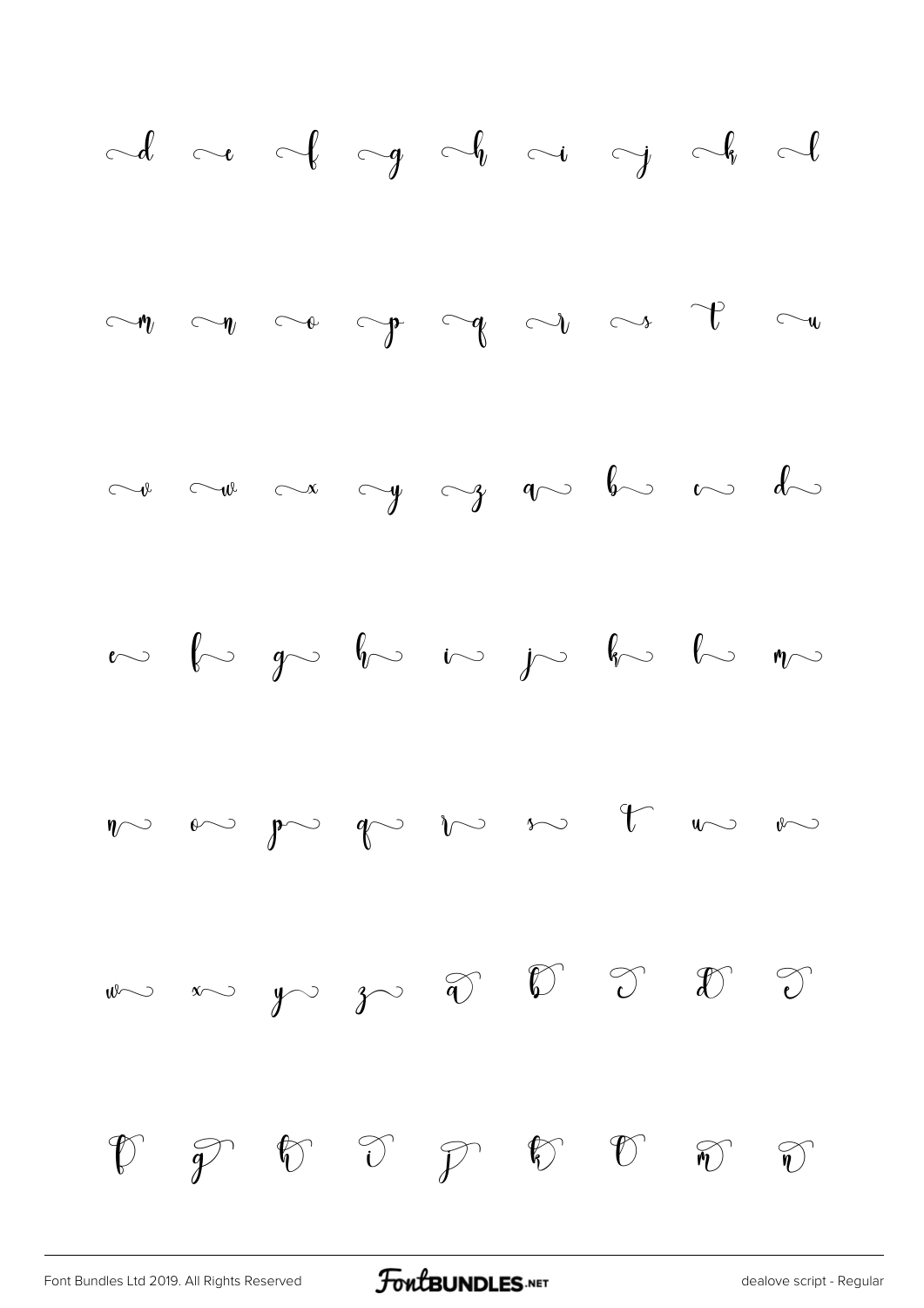d e f g h i j k l

m n o p q r s t u

v w x y z a b c d

e f g h i j k l m

n o p q r s t u v

w x y z a b c d e

f g h i j k l m n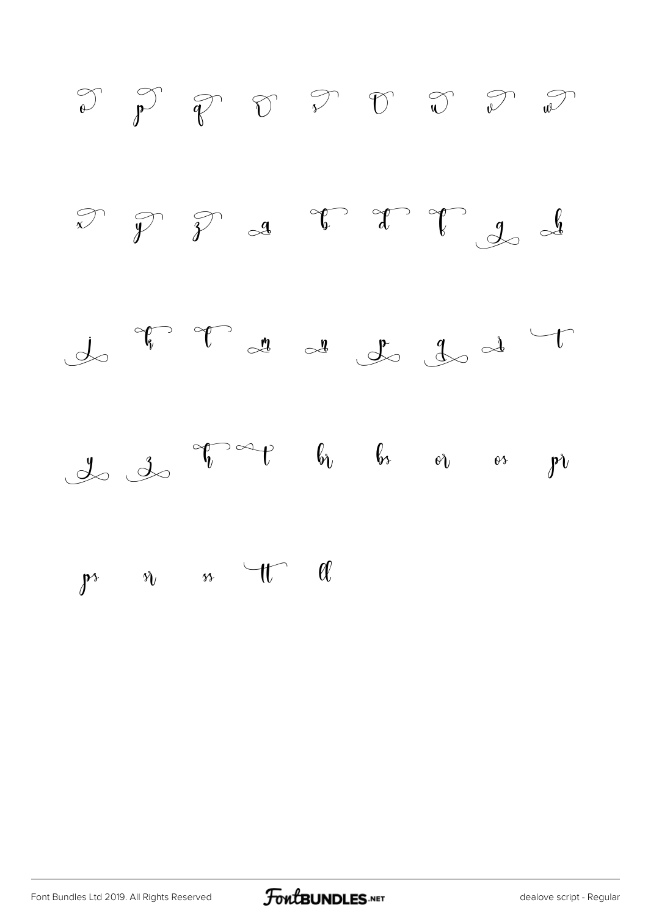o p q r s t u v w

x y z a b d f g h

j k l m n p q r t

y z h t br bs or os pr

ps sr ss tt ll